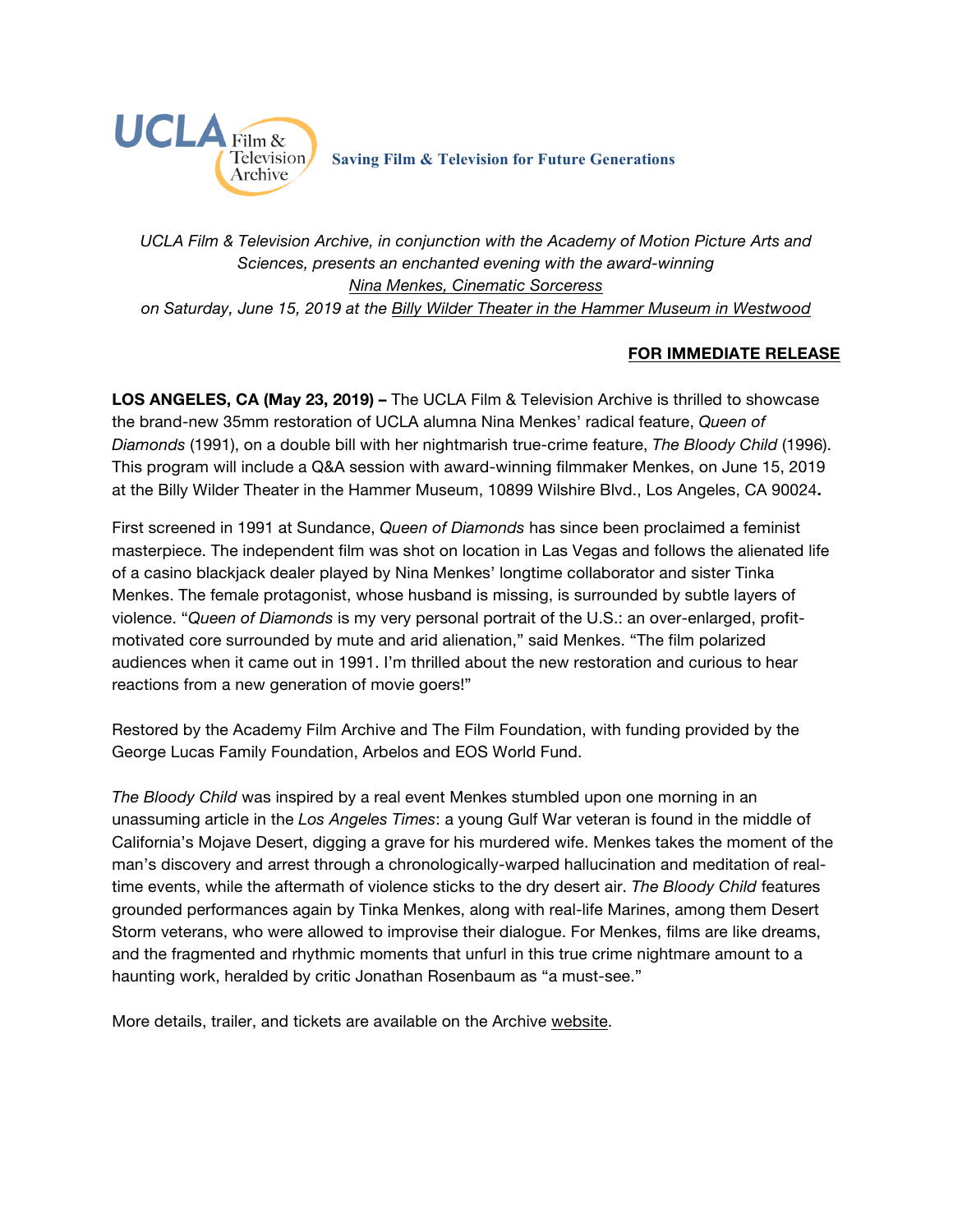UCLA Film & Television Archive

**Saving Film & Television for Future Generations**

*UCLA Film & Television Archive, in conjunction with the Academy of Motion Picture Arts and Sciences, presents an enchanted evening with the award-winning Nina Menkes, Cinematic Sorceress on Saturday, June 15, 2019 at the Billy Wilder Theater in the Hammer Museum in Westwood*

**FOR IMMEDIATE RELEASE**

**LOS ANGELES, CA (May 23, 2019) –** The UCLA Film & Television Archive is thrilled to showcase the brand-new 35mm restoration of UCLA alumna Nina Menkes' radical feature, *Queen of Diamonds* (1991), on a double bill with her nightmarish true-crime feature, *The Bloody Child* (1996). This program will include a Q&A session with award-winning filmmaker Menkes, on June 15, 2019 at the Billy Wilder Theater in the Hammer Museum, 10899 Wilshire Blvd., Los Angeles, CA 90024**.**

First screened in 1991 at Sundance, *Queen of Diamonds* has since been proclaimed a feminist masterpiece. The independent film was shot on location in Las Vegas and follows the alienated life of a casino blackjack dealer played by Nina Menkes' longtime collaborator and sister Tinka Menkes. The female protagonist, whose husband is missing, is surrounded by subtle layers of violence. "*Queen of Diamonds* is my very personal portrait of the U.S.: an over-enlarged, profit-motivated core surrounded by mute and arid alienation," said Menkes. "The film polarized audiences when it came out in 1991. I'm thrilled about the new restoration and curious to hear reactions from a new generation of movie goers!"

Restored by the Academy Film Archive and The Film Foundation, with funding provided by the George Lucas Family Foundation, Arbelos and EOS World Fund.

*The Bloody Child* was inspired by a real event Menkes stumbled upon one morning in an unassuming article in the *Los Angeles Times*: a young Gulf War veteran is found in the middle of California's Mojave Desert, digging a grave for his murdered wife. Menkes takes the moment of the man's discovery and arrest through a chronologically-warped hallucination and meditation of real-time events, while the aftermath of violence sticks to the dry desert air. *The Bloody Child* features grounded performances again by Tinka Menkes, along with real-life Marines, among them Desert Storm veterans, who were allowed to improvise their dialogue. For Menkes, films are like dreams, and the fragmented and rhythmic moments that unfurl in this true crime nightmare amount to a haunting work, heralded by critic Jonathan Rosenbaum as "a must-see."

More details, trailer, and tickets are available on the Archive website.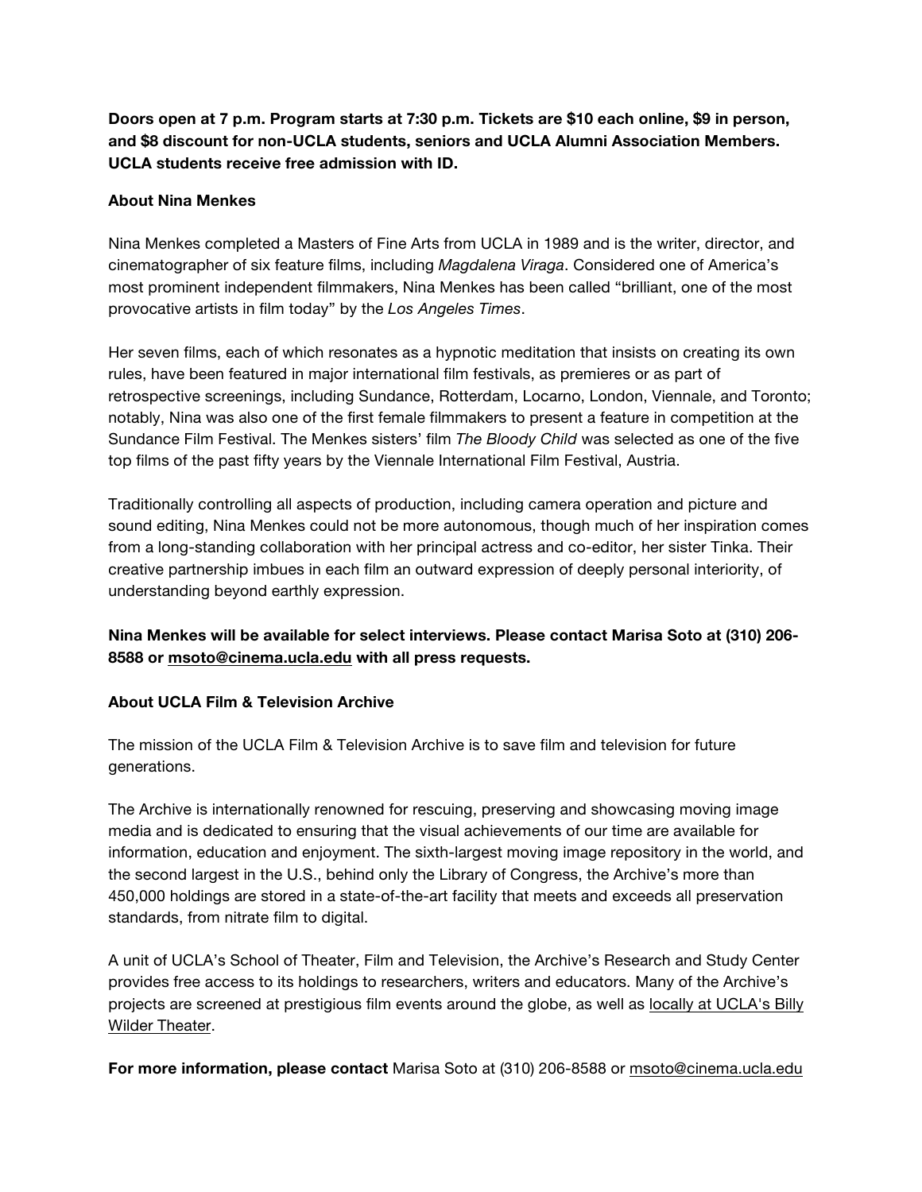**Doors open at 7 p.m. Program starts at 7:30 p.m. Tickets are $10 each online, $9 in person, and $8 discount for non-UCLA students, seniors and UCLA Alumni Association Members. UCLA students receive free admission with ID.**

**About Nina Menkes**

Nina Menkes completed a Masters of Fine Arts from UCLA in 1989 and is the writer, director, and cinematographer of six feature films, including *Magdalena Viraga*. Considered one of America's most prominent independent filmmakers, Nina Menkes has been called "brilliant, one of the most provocative artists in film today" by the *Los Angeles Times*.

Her seven films, each of which resonates as a hypnotic meditation that insists on creating its own rules, have been featured in major international film festivals, as premieres or as part of retrospective screenings, including Sundance, Rotterdam, Locarno, London, Viennale, and Toronto; notably, Nina was also one of the first female filmmakers to present a feature in competition at the Sundance Film Festival. The Menkes sisters' film *The Bloody Child* was selected as one of the five top films of the past fifty years by the Viennale International Film Festival, Austria.

Traditionally controlling all aspects of production, including camera operation and picture and sound editing, Nina Menkes could not be more autonomous, though much of her inspiration comes from a long-standing collaboration with her principal actress and co-editor, her sister Tinka. Their creative partnership imbues in each film an outward expression of deeply personal interiority, of understanding beyond earthly expression.

**Nina Menkes will be available for select interviews. Please contact Marisa Soto at (310) 206-8588 or msoto@cinema.ucla.edu with all press requests.**

**About UCLA Film & Television Archive**

The mission of the UCLA Film & Television Archive is to save film and television for future generations.

The Archive is internationally renowned for rescuing, preserving and showcasing moving image media and is dedicated to ensuring that the visual achievements of our time are available for information, education and enjoyment. The sixth-largest moving image repository in the world, and the second largest in the U.S., behind only the Library of Congress, the Archive's more than 450,000 holdings are stored in a state-of-the-art facility that meets and exceeds all preservation standards, from nitrate film to digital.

A unit of UCLA's School of Theater, Film and Television, the Archive's Research and Study Center provides free access to its holdings to researchers, writers and educators. Many of the Archive's projects are screened at prestigious film events around the globe, as well as locally at UCLA's Billy Wilder Theater.

**For more information, please contact** Marisa Soto at (310) 206-8588 or msoto@cinema.ucla.edu